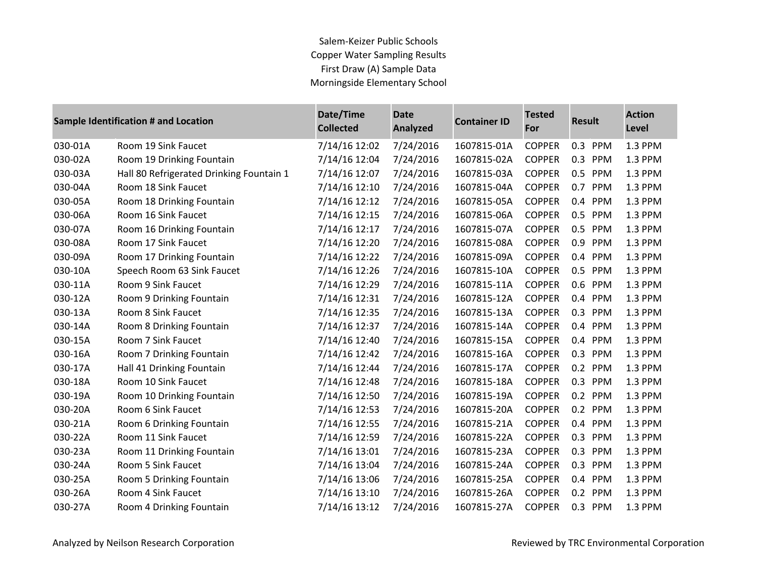Salem-Keizer Public Schools
Copper Water Sampling Results
First Draw (A) Sample Data
Morningside Elementary School

| Sample Identification # and Location | | Date/Time Collected | Date Analyzed | Container ID | Tested For | Result | Action Level |
|---|---|---|---|---|---|---|---|
| 030-01A | Room 19 Sink Faucet | 7/14/16 12:02 | 7/24/2016 | 1607815-01A | COPPER | 0.3 PPM | 1.3 PPM |
| 030-02A | Room 19 Drinking Fountain | 7/14/16 12:04 | 7/24/2016 | 1607815-02A | COPPER | 0.3 PPM | 1.3 PPM |
| 030-03A | Hall 80 Refrigerated Drinking Fountain 1 | 7/14/16 12:07 | 7/24/2016 | 1607815-03A | COPPER | 0.5 PPM | 1.3 PPM |
| 030-04A | Room 18 Sink Faucet | 7/14/16 12:10 | 7/24/2016 | 1607815-04A | COPPER | 0.7 PPM | 1.3 PPM |
| 030-05A | Room 18 Drinking Fountain | 7/14/16 12:12 | 7/24/2016 | 1607815-05A | COPPER | 0.4 PPM | 1.3 PPM |
| 030-06A | Room 16 Sink Faucet | 7/14/16 12:15 | 7/24/2016 | 1607815-06A | COPPER | 0.5 PPM | 1.3 PPM |
| 030-07A | Room 16 Drinking Fountain | 7/14/16 12:17 | 7/24/2016 | 1607815-07A | COPPER | 0.5 PPM | 1.3 PPM |
| 030-08A | Room 17 Sink Faucet | 7/14/16 12:20 | 7/24/2016 | 1607815-08A | COPPER | 0.9 PPM | 1.3 PPM |
| 030-09A | Room 17 Drinking Fountain | 7/14/16 12:22 | 7/24/2016 | 1607815-09A | COPPER | 0.4 PPM | 1.3 PPM |
| 030-10A | Speech Room 63 Sink Faucet | 7/14/16 12:26 | 7/24/2016 | 1607815-10A | COPPER | 0.5 PPM | 1.3 PPM |
| 030-11A | Room 9 Sink Faucet | 7/14/16 12:29 | 7/24/2016 | 1607815-11A | COPPER | 0.6 PPM | 1.3 PPM |
| 030-12A | Room 9 Drinking Fountain | 7/14/16 12:31 | 7/24/2016 | 1607815-12A | COPPER | 0.4 PPM | 1.3 PPM |
| 030-13A | Room 8 Sink Faucet | 7/14/16 12:35 | 7/24/2016 | 1607815-13A | COPPER | 0.3 PPM | 1.3 PPM |
| 030-14A | Room 8 Drinking Fountain | 7/14/16 12:37 | 7/24/2016 | 1607815-14A | COPPER | 0.4 PPM | 1.3 PPM |
| 030-15A | Room 7 Sink Faucet | 7/14/16 12:40 | 7/24/2016 | 1607815-15A | COPPER | 0.4 PPM | 1.3 PPM |
| 030-16A | Room 7 Drinking Fountain | 7/14/16 12:42 | 7/24/2016 | 1607815-16A | COPPER | 0.3 PPM | 1.3 PPM |
| 030-17A | Hall 41 Drinking Fountain | 7/14/16 12:44 | 7/24/2016 | 1607815-17A | COPPER | 0.2 PPM | 1.3 PPM |
| 030-18A | Room 10 Sink Faucet | 7/14/16 12:48 | 7/24/2016 | 1607815-18A | COPPER | 0.3 PPM | 1.3 PPM |
| 030-19A | Room 10 Drinking Fountain | 7/14/16 12:50 | 7/24/2016 | 1607815-19A | COPPER | 0.2 PPM | 1.3 PPM |
| 030-20A | Room 6 Sink Faucet | 7/14/16 12:53 | 7/24/2016 | 1607815-20A | COPPER | 0.2 PPM | 1.3 PPM |
| 030-21A | Room 6 Drinking Fountain | 7/14/16 12:55 | 7/24/2016 | 1607815-21A | COPPER | 0.4 PPM | 1.3 PPM |
| 030-22A | Room 11 Sink Faucet | 7/14/16 12:59 | 7/24/2016 | 1607815-22A | COPPER | 0.3 PPM | 1.3 PPM |
| 030-23A | Room 11 Drinking Fountain | 7/14/16 13:01 | 7/24/2016 | 1607815-23A | COPPER | 0.3 PPM | 1.3 PPM |
| 030-24A | Room 5 Sink Faucet | 7/14/16 13:04 | 7/24/2016 | 1607815-24A | COPPER | 0.3 PPM | 1.3 PPM |
| 030-25A | Room 5 Drinking Fountain | 7/14/16 13:06 | 7/24/2016 | 1607815-25A | COPPER | 0.4 PPM | 1.3 PPM |
| 030-26A | Room 4 Sink Faucet | 7/14/16 13:10 | 7/24/2016 | 1607815-26A | COPPER | 0.2 PPM | 1.3 PPM |
| 030-27A | Room 4 Drinking Fountain | 7/14/16 13:12 | 7/24/2016 | 1607815-27A | COPPER | 0.3 PPM | 1.3 PPM |

Analyzed by Neilson Research Corporation

Reviewed by TRC Environmental Corporation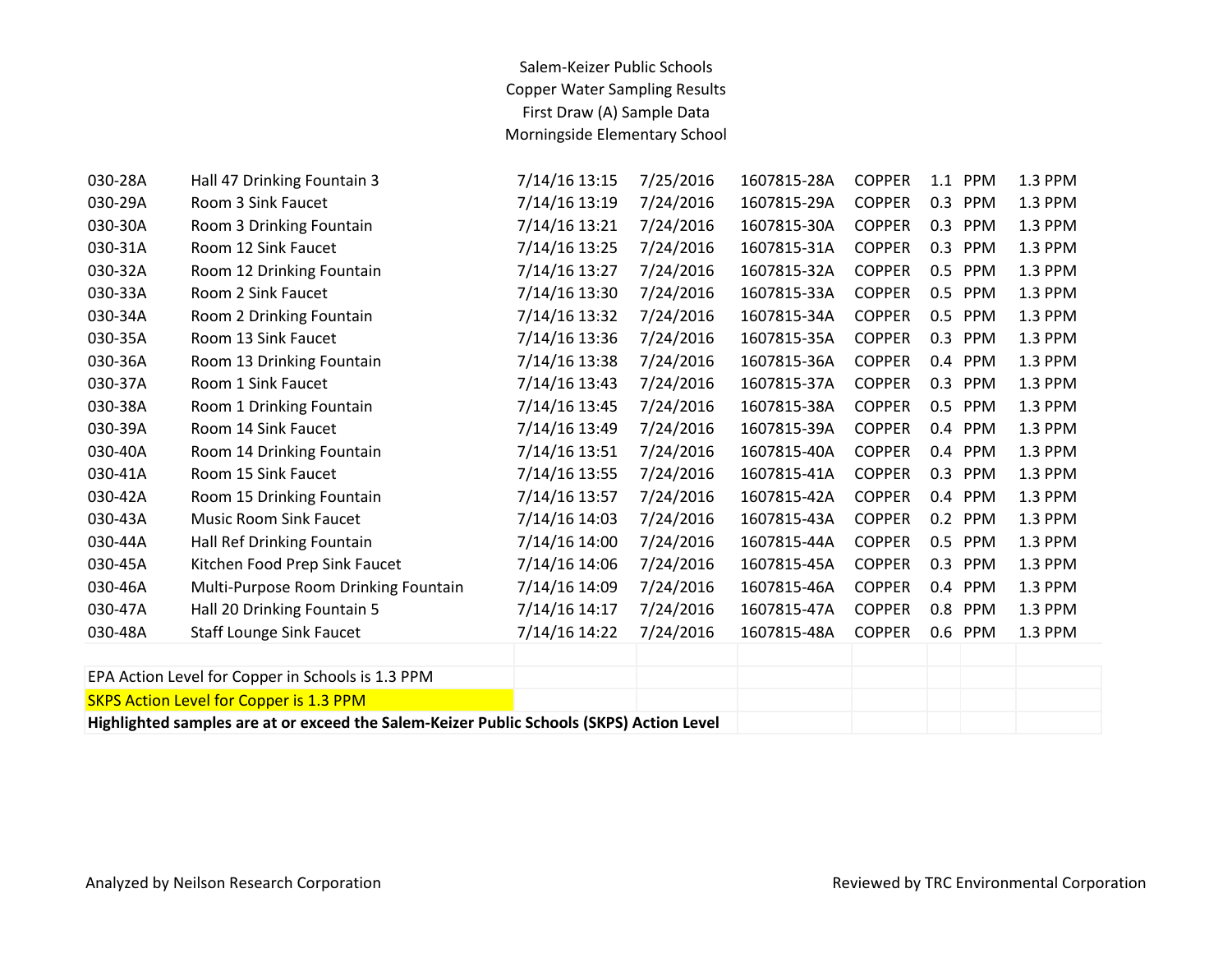Salem-Keizer Public Schools
Copper Water Sampling Results
First Draw (A) Sample Data
Morningside Elementary School

| | | | | | | | | |
|---|---|---|---|---|---|---|---|---|
| 030-28A | Hall 47 Drinking Fountain 3 | 7/14/16 13:15 | 7/25/2016 | 1607815-28A | COPPER | 1.1 | PPM | 1.3 PPM |
| 030-29A | Room 3 Sink Faucet | 7/14/16 13:19 | 7/24/2016 | 1607815-29A | COPPER | 0.3 | PPM | 1.3 PPM |
| 030-30A | Room 3 Drinking Fountain | 7/14/16 13:21 | 7/24/2016 | 1607815-30A | COPPER | 0.3 | PPM | 1.3 PPM |
| 030-31A | Room 12 Sink Faucet | 7/14/16 13:25 | 7/24/2016 | 1607815-31A | COPPER | 0.3 | PPM | 1.3 PPM |
| 030-32A | Room 12 Drinking Fountain | 7/14/16 13:27 | 7/24/2016 | 1607815-32A | COPPER | 0.5 | PPM | 1.3 PPM |
| 030-33A | Room 2 Sink Faucet | 7/14/16 13:30 | 7/24/2016 | 1607815-33A | COPPER | 0.5 | PPM | 1.3 PPM |
| 030-34A | Room 2 Drinking Fountain | 7/14/16 13:32 | 7/24/2016 | 1607815-34A | COPPER | 0.5 | PPM | 1.3 PPM |
| 030-35A | Room 13 Sink Faucet | 7/14/16 13:36 | 7/24/2016 | 1607815-35A | COPPER | 0.3 | PPM | 1.3 PPM |
| 030-36A | Room 13 Drinking Fountain | 7/14/16 13:38 | 7/24/2016 | 1607815-36A | COPPER | 0.4 | PPM | 1.3 PPM |
| 030-37A | Room 1 Sink Faucet | 7/14/16 13:43 | 7/24/2016 | 1607815-37A | COPPER | 0.3 | PPM | 1.3 PPM |
| 030-38A | Room 1 Drinking Fountain | 7/14/16 13:45 | 7/24/2016 | 1607815-38A | COPPER | 0.5 | PPM | 1.3 PPM |
| 030-39A | Room 14 Sink Faucet | 7/14/16 13:49 | 7/24/2016 | 1607815-39A | COPPER | 0.4 | PPM | 1.3 PPM |
| 030-40A | Room 14 Drinking Fountain | 7/14/16 13:51 | 7/24/2016 | 1607815-40A | COPPER | 0.4 | PPM | 1.3 PPM |
| 030-41A | Room 15 Sink Faucet | 7/14/16 13:55 | 7/24/2016 | 1607815-41A | COPPER | 0.3 | PPM | 1.3 PPM |
| 030-42A | Room 15 Drinking Fountain | 7/14/16 13:57 | 7/24/2016 | 1607815-42A | COPPER | 0.4 | PPM | 1.3 PPM |
| 030-43A | Music Room Sink Faucet | 7/14/16 14:03 | 7/24/2016 | 1607815-43A | COPPER | 0.2 | PPM | 1.3 PPM |
| 030-44A | Hall Ref Drinking Fountain | 7/14/16 14:00 | 7/24/2016 | 1607815-44A | COPPER | 0.5 | PPM | 1.3 PPM |
| 030-45A | Kitchen Food Prep Sink Faucet | 7/14/16 14:06 | 7/24/2016 | 1607815-45A | COPPER | 0.3 | PPM | 1.3 PPM |
| 030-46A | Multi-Purpose Room Drinking Fountain | 7/14/16 14:09 | 7/24/2016 | 1607815-46A | COPPER | 0.4 | PPM | 1.3 PPM |
| 030-47A | Hall 20 Drinking Fountain 5 | 7/14/16 14:17 | 7/24/2016 | 1607815-47A | COPPER | 0.8 | PPM | 1.3 PPM |
| 030-48A | Staff Lounge Sink Faucet | 7/14/16 14:22 | 7/24/2016 | 1607815-48A | COPPER | 0.6 | PPM | 1.3 PPM |

EPA Action Level for Copper in Schools is 1.3 PPM

SKPS Action Level for Copper is 1.3 PPM

**Highlighted samples are at or exceed the Salem-Keizer Public Schools (SKPS) Action Level**

Analyzed by Neilson Research Corporation

Reviewed by TRC Environmental Corporation